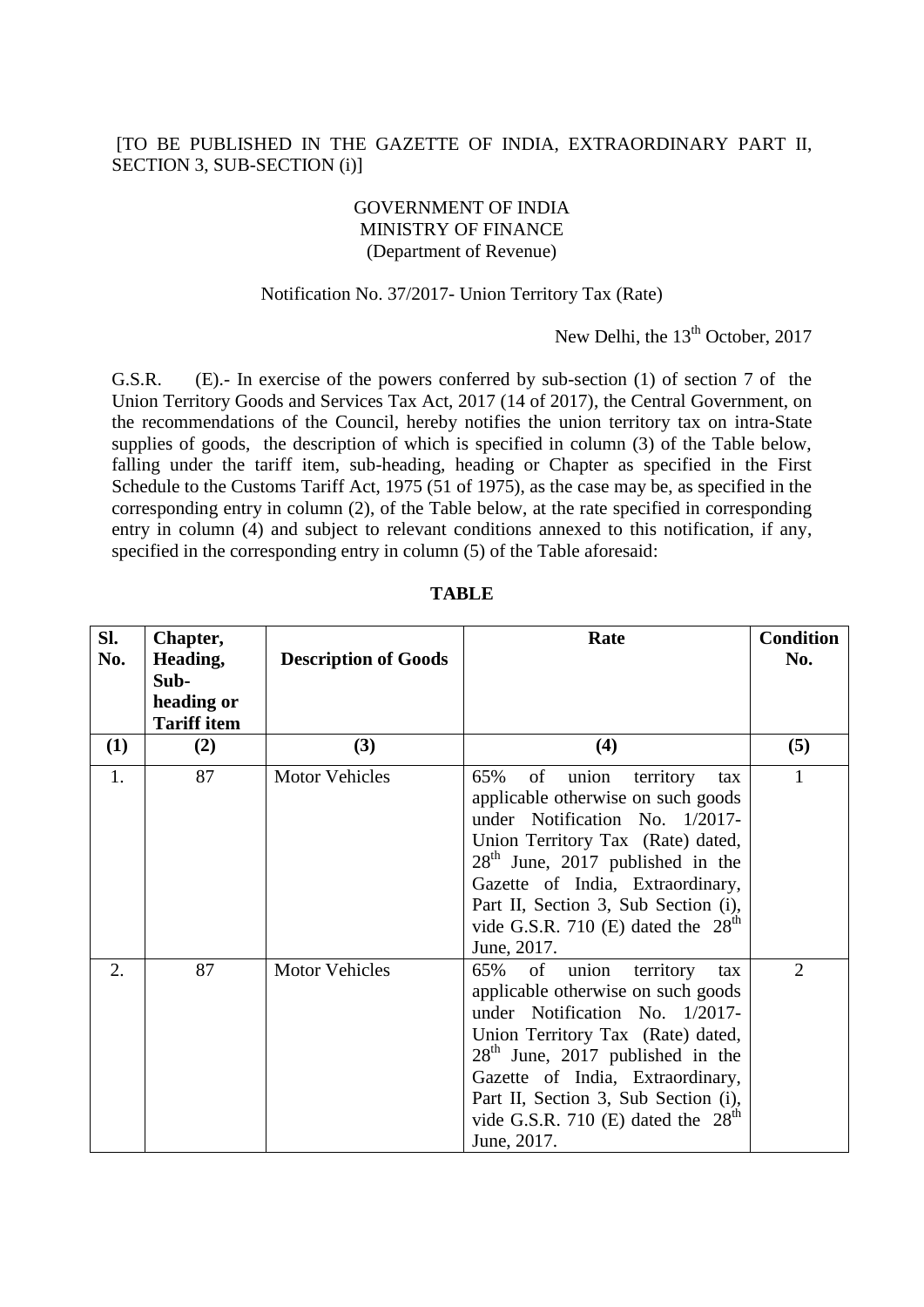[TO BE PUBLISHED IN THE GAZETTE OF INDIA, EXTRAORDINARY PART II, SECTION 3, SUB-SECTION (i)]

GOVERNMENT OF INDIA
MINISTRY OF FINANCE
(Department of Revenue)

Notification No. 37/2017- Union Territory Tax (Rate)

New Delhi, the 13th October, 2017

G.S.R. (E).- In exercise of the powers conferred by sub-section (1) of section 7 of the Union Territory Goods and Services Tax Act, 2017 (14 of 2017), the Central Government, on the recommendations of the Council, hereby notifies the union territory tax on intra-State supplies of goods, the description of which is specified in column (3) of the Table below, falling under the tariff item, sub-heading, heading or Chapter as specified in the First Schedule to the Customs Tariff Act, 1975 (51 of 1975), as the case may be, as specified in the corresponding entry in column (2), of the Table below, at the rate specified in corresponding entry in column (4) and subject to relevant conditions annexed to this notification, if any, specified in the corresponding entry in column (5) of the Table aforesaid:

**TABLE**

| Sl. No. | Chapter, Heading, Sub-heading or Tariff item | Description of Goods | Rate | Condition No. |
|---|---|---|---|---|
| (1) | (2) | (3) | (4) | (5) |
| 1. | 87 | Motor Vehicles | 65% of union territory tax applicable otherwise on such goods under Notification No. 1/2017-Union Territory Tax (Rate) dated, 28th June, 2017 published in the Gazette of India, Extraordinary, Part II, Section 3, Sub Section (i), vide G.S.R. 710 (E) dated the 28th June, 2017. | 1 |
| 2. | 87 | Motor Vehicles | 65% of union territory tax applicable otherwise on such goods under Notification No. 1/2017-Union Territory Tax (Rate) dated, 28th June, 2017 published in the Gazette of India, Extraordinary, Part II, Section 3, Sub Section (i), vide G.S.R. 710 (E) dated the 28th June, 2017. | 2 |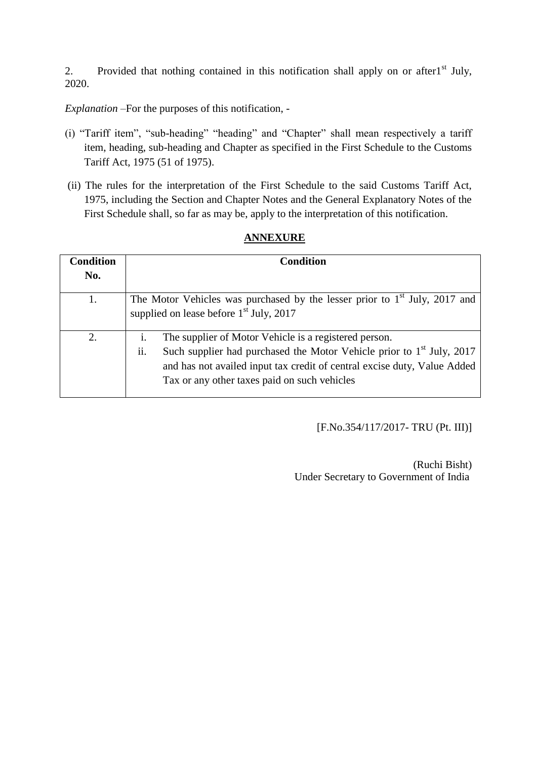2. Provided that nothing contained in this notification shall apply on or after1st July, 2020.

*Explanation* –For the purposes of this notification, -

(i) "Tariff item", "sub-heading" "heading" and "Chapter" shall mean respectively a tariff item, heading, sub-heading and Chapter as specified in the First Schedule to the Customs Tariff Act, 1975 (51 of 1975).

(ii) The rules for the interpretation of the First Schedule to the said Customs Tariff Act, 1975, including the Section and Chapter Notes and the General Explanatory Notes of the First Schedule shall, so far as may be, apply to the interpretation of this notification.

## ANNEXURE

| Condition No. | Condition |
|---|---|
| 1. | The Motor Vehicles was purchased by the lesser prior to 1st July, 2017 and supplied on lease before 1st July, 2017 |
| 2. | i. The supplier of Motor Vehicle is a registered person.<br>ii. Such supplier had purchased the Motor Vehicle prior to 1st July, 2017 and has not availed input tax credit of central excise duty, Value Added Tax or any other taxes paid on such vehicles |

[F.No.354/117/2017- TRU (Pt. III)]

(Ruchi Bisht)
Under Secretary to Government of India